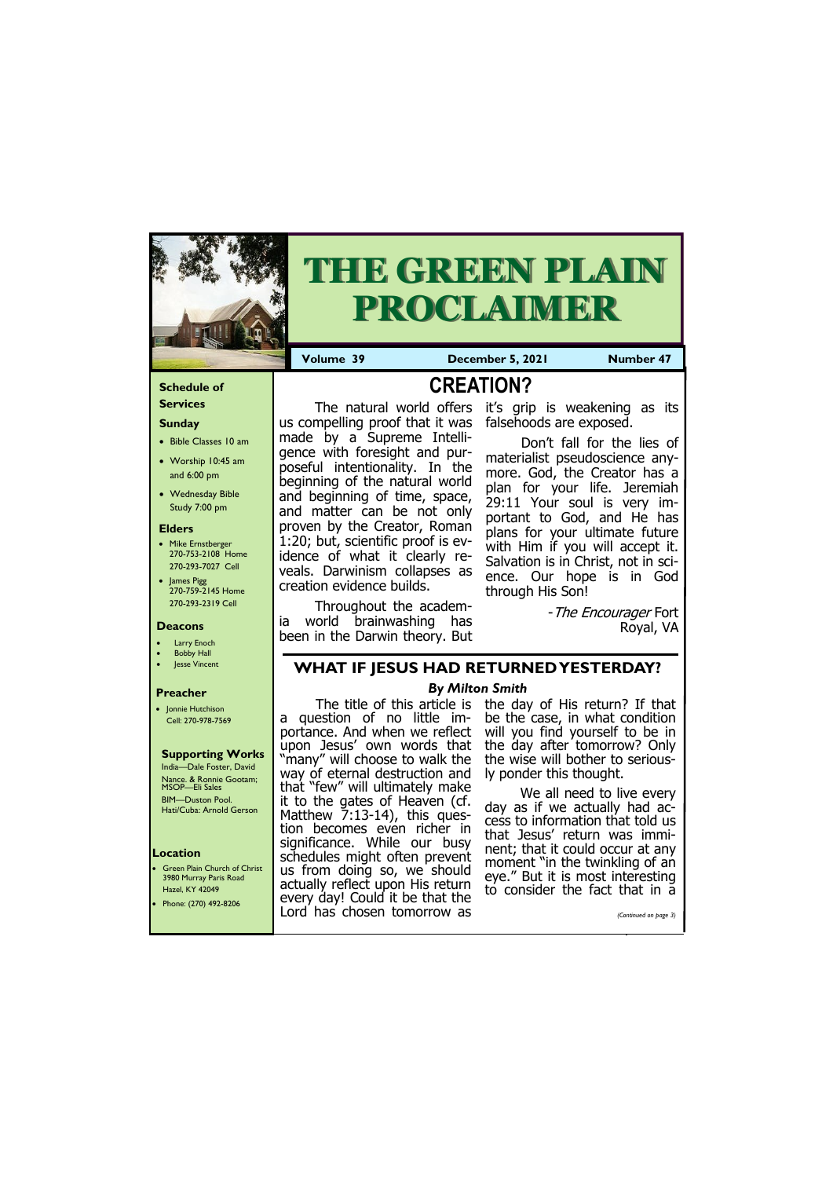# THE GREEN PLAIN PROCLAIMER

**Volume 39** | **December 5, 2021** | **Number 47**

### Schedule of Services

**Sunday**

- Bible Classes 10 am
- Worship 10:45 am and 6:00 pm
- Wednesday Bible Study 7:00 pm

**Elders**

- Mike Ernstberger 270-753-2108 Home 270-293-7027 Cell
- James Pigg 270-759-2145 Home 270-293-2319 Cell

**Deacons**

- Larry Enoch
- Bobby Hall
- Jesse Vincent

**Preacher**

- Jonnie Hutchison Cell: 270-978-7569

**Supporting Works**

India—Dale Foster, David Nance. & Ronnie Gootam; MSOP—Eli Sales
BIM—Duston Pool.
Hati/Cuba: Arnold Gerson

**Location**

- Green Plain Church of Christ 3980 Murray Paris Road Hazel, KY 42049
- Phone: (270) 492-8206

## CREATION?

The natural world offers us compelling proof that it was made by a Supreme Intelligence with foresight and purposeful intentionality. In the beginning of the natural world and beginning of time, space, and matter can be not only proven by the Creator, Roman 1:20; but, scientific proof is evidence of what it clearly reveals. Darwinism collapses as creation evidence builds.

Throughout the academia world brainwashing has been in the Darwin theory. But it's grip is weakening as its falsehoods are exposed.

Don't fall for the lies of materialist pseudoscience anymore. God, the Creator has a plan for your life. Jeremiah 29:11 Your soul is very important to God, and He has plans for your ultimate future with Him if you will accept it. Salvation is in Christ, not in science. Our hope is in God through His Son!

-*The Encourager* Fort Royal, VA

## WHAT IF JESUS HAD RETURNED YESTERDAY?

***By Milton Smith***

The title of this article is a question of no little importance. And when we reflect upon Jesus' own words that "many" will choose to walk the way of eternal destruction and that "few" will ultimately make it to the gates of Heaven (cf. Matthew 7:13-14), this question becomes even richer in significance. While our busy schedules might often prevent us from doing so, we should actually reflect upon His return every day! Could it be that the Lord has chosen tomorrow as the day of His return? If that be the case, in what condition will you find yourself to be in the day after tomorrow? Only the wise will bother to seriously ponder this thought.

We all need to live every day as if we actually had access to information that told us that Jesus' return was imminent; that it could occur at any moment "in the twinkling of an eye." But it is most interesting to consider the fact that in a

*(Continued on page 3)*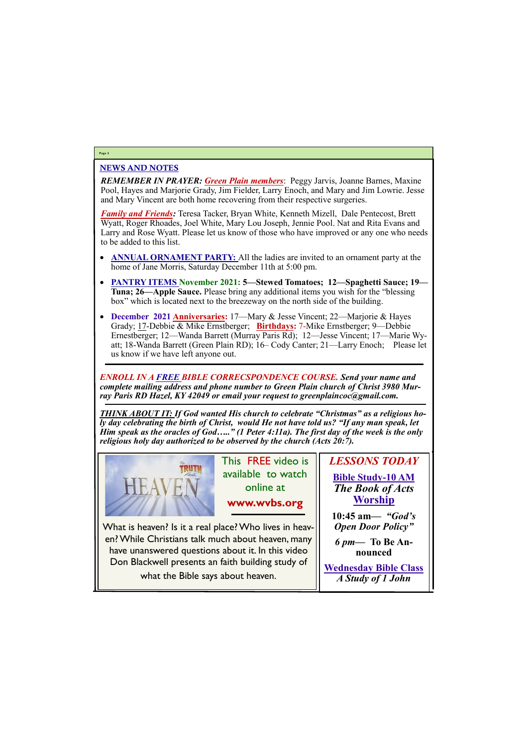## NEWS AND NOTES

***REMEMBER IN PRAYER: Green Plain members***: Peggy Jarvis, Joanne Barnes, Maxine Pool, Hayes and Marjorie Grady, Jim Fielder, Larry Enoch, and Mary and Jim Lowrie. Jesse and Mary Vincent are both home recovering from their respective surgeries.

***Family and Friends:*** Teresa Tacker, Bryan White, Kenneth Mizell, Dale Pentecost, Brett Wyatt, Roger Rhoades, Joel White, Mary Lou Joseph, Jennie Pool. Nat and Rita Evans and Larry and Rose Wyatt. Please let us know of those who have improved or any one who needs to be added to this list.

- **ANNUAL ORNAMENT PARTY:** All the ladies are invited to an ornament party at the home of Jane Morris, Saturday December 11th at 5:00 pm.
- **PANTRY ITEMS November 2021: 5—Stewed Tomatoes; 12—Spaghetti Sauce; 19—Tuna; 26—Apple Sauce.** Please bring any additional items you wish for the "blessing box" which is located next to the breezeway on the north side of the building.
- **December 2021 Anniversaries:** 17—Mary & Jesse Vincent; 22—Marjorie & Hayes Grady; 17-Debbie & Mike Ernstberger; **Birthdays:** 7-Mike Ernstberger; 9—Debbie Ernestberger; 12—Wanda Barrett (Murray Paris Rd); 12—Jesse Vincent; 17—Marie Wyatt; 18-Wanda Barrett (Green Plain RD); 16– Cody Canter; 21—Larry Enoch; Please let us know if we have left anyone out.

---

***ENROLL IN A FREE BIBLE CORRECSPONDENCE COURSE. Send your name and complete mailing address and phone number to Green Plain church of Christ 3980 Murray Paris RD Hazel, KY 42049 or email your request to greenplaincoc@gmail.com.***

---

***THINK ABOUT IT: If God wanted His church to celebrate "Christmas" as a religious holy day celebrating the birth of Christ, would He not have told us? "If any man speak, let Him speak as the oracles of God….." (1 Peter 4:11a). The first day of the week is the only religious holy day authorized to be observed by the church (Acts 20:7).***

This FREE video is available to watch online at

**www.wvbs.org**

What is heaven? Is it a real place? Who lives in heaven? While Christians talk much about heaven, many have unanswered questions about it. In this video Don Blackwell presents an faith building study of what the Bible says about heaven.

### *LESSONS TODAY*

**Bible Study-10 AM**

***The Book of Acts***

**Worship**

**10:45 am— *"God's Open Door Policy"***

***6 pm*— To Be Announced**

**Wednesday Bible Class**

***A Study of 1 John***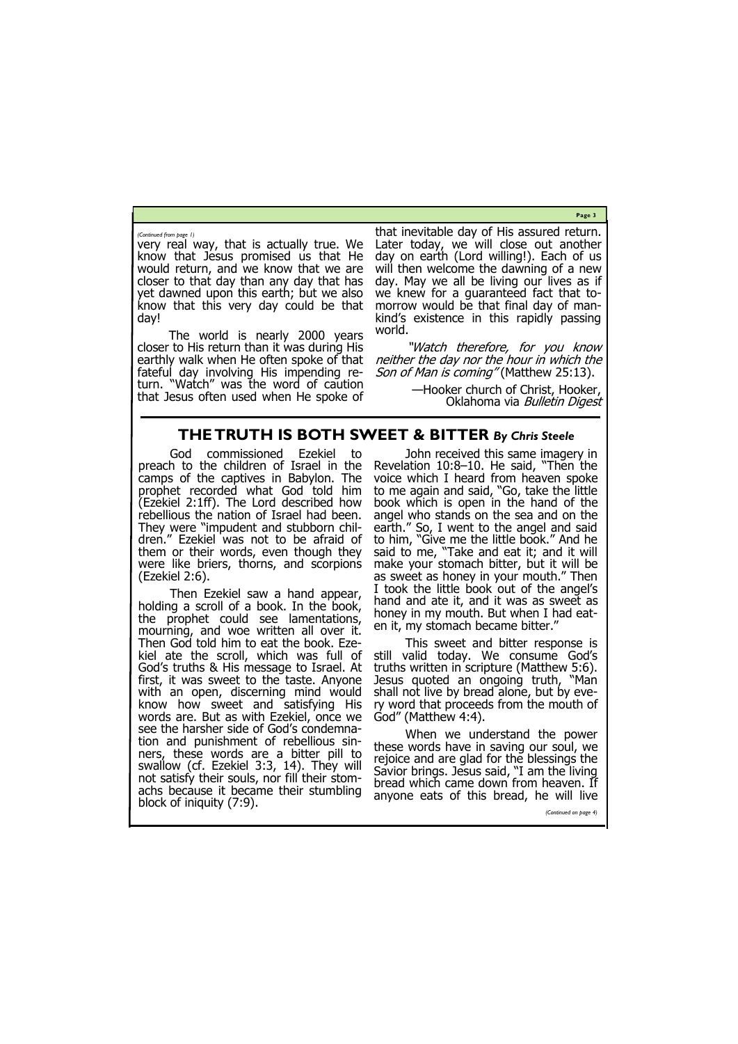*(Continued from page 1)*

very real way, that is actually true. We know that Jesus promised us that He would return, and we know that we are closer to that day than any day that has yet dawned upon this earth; but we also know that this very day could be that day!

The world is nearly 2000 years closer to His return than it was during His earthly walk when He often spoke of that fateful day involving His impending return. "Watch" was the word of caution that Jesus often used when He spoke of that inevitable day of His assured return. Later today, we will close out another day on earth (Lord willing!). Each of us will then welcome the dawning of a new day. May we all be living our lives as if we knew for a guaranteed fact that tomorrow would be that final day of mankind's existence in this rapidly passing world.

*"Watch therefore, for you know neither the day nor the hour in which the Son of Man is coming"* (Matthew 25:13).

—Hooker church of Christ, Hooker, Oklahoma via *Bulletin Digest*

## THE TRUTH IS BOTH SWEET & BITTER *By Chris Steele*

God commissioned Ezekiel to preach to the children of Israel in the camps of the captives in Babylon. The prophet recorded what God told him (Ezekiel 2:1ff). The Lord described how rebellious the nation of Israel had been. They were "impudent and stubborn children." Ezekiel was not to be afraid of them or their words, even though they were like briers, thorns, and scorpions (Ezekiel 2:6).

Then Ezekiel saw a hand appear, holding a scroll of a book. In the book, the prophet could see lamentations, mourning, and woe written all over it. Then God told him to eat the book. Ezekiel ate the scroll, which was full of God's truths & His message to Israel. At first, it was sweet to the taste. Anyone with an open, discerning mind would know how sweet and satisfying His words are. But as with Ezekiel, once we see the harsher side of God's condemnation and punishment of rebellious sinners, these words are a bitter pill to swallow (cf. Ezekiel 3:3, 14). They will not satisfy their souls, nor fill their stomachs because it became their stumbling block of iniquity (7:9).

John received this same imagery in Revelation 10:8–10. He said, "Then the voice which I heard from heaven spoke to me again and said, "Go, take the little book which is open in the hand of the angel who stands on the sea and on the earth." So, I went to the angel and said to him, "Give me the little book." And he said to me, "Take and eat it; and it will make your stomach bitter, but it will be as sweet as honey in your mouth." Then I took the little book out of the angel's hand and ate it, and it was as sweet as honey in my mouth. But when I had eaten it, my stomach became bitter."

This sweet and bitter response is still valid today. We consume God's truths written in scripture (Matthew 5:6). Jesus quoted an ongoing truth, "Man shall not live by bread alone, but by every word that proceeds from the mouth of God" (Matthew 4:4).

When we understand the power these words have in saving our soul, we rejoice and are glad for the blessings the Savior brings. Jesus said, "I am the living bread which came down from heaven. If anyone eats of this bread, he will live

*(Continued on page 4)*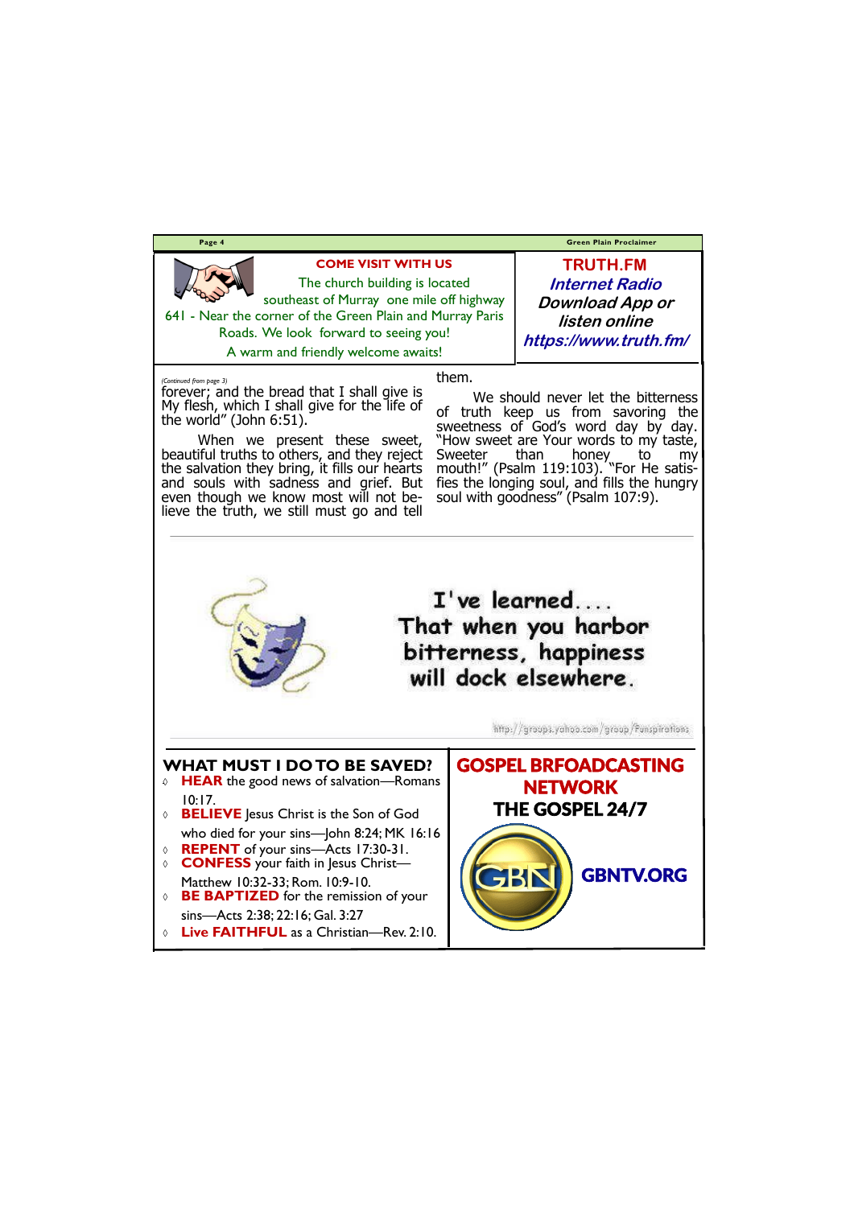## COME VISIT WITH US

The church building is located southeast of Murray one mile off highway 641 - Near the corner of the Green Plain and Murray Paris Roads. We look forward to seeing you!

A warm and friendly welcome awaits!

## TRUTH.FM

***Internet Radio***

***Download App or listen online***

***https://www.truth.fm/***

*(Continued from page 3)*

forever; and the bread that I shall give is My flesh, which I shall give for the life of the world" (John 6:51).

When we present these sweet, beautiful truths to others, and they reject the salvation they bring, it fills our hearts and souls with sadness and grief. But even though we know most will not believe the truth, we still must go and tell them.

We should never let the bitterness of truth keep us from savoring the sweetness of God's word day by day. "How sweet are Your words to my taste, Sweeter than honey to my mouth!" (Psalm 119:103). "For He satisfies the longing soul, and fills the hungry soul with goodness" (Psalm 107:9).

I've learned....
That when you harbor bitterness, happiness will dock elsewhere.

http://groups.yahoo.com/group/Funspirations

## WHAT MUST I DO TO BE SAVED?

- **HEAR** the good news of salvation—Romans 10:17.
- **BELIEVE** Jesus Christ is the Son of God who died for your sins—John 8:24; MK 16:16
- **REPENT** of your sins—Acts 17:30-31.
- **CONFESS** your faith in Jesus Christ—Matthew 10:32-33; Rom. 10:9-10.
- **BE BAPTIZED** for the remission of your sins—Acts 2:38; 22:16; Gal. 3:27
- **Live FAITHFUL** as a Christian—Rev. 2:10.

## GOSPEL BRFOADCASTING NETWORK

**THE GOSPEL 24/7**

GBN

**GBNTV.ORG**